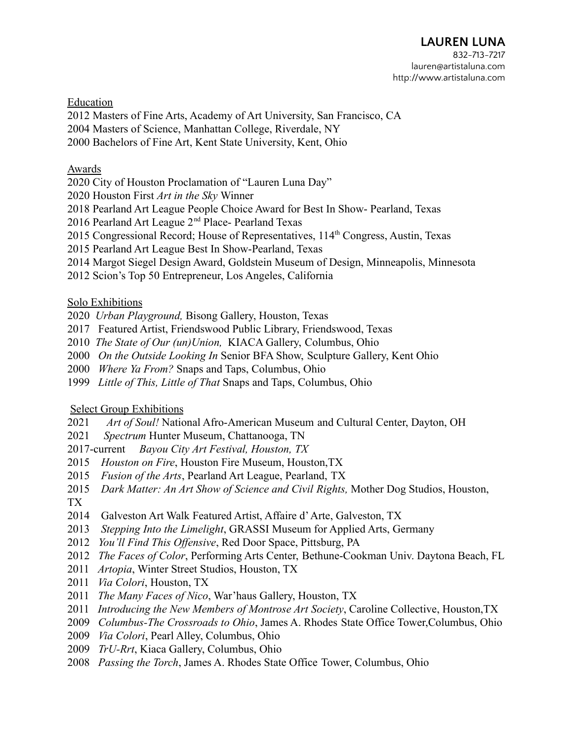# LAUREN LUNA

832-713-7217
lauren@artistaluna.com
http://www.artistaluna.com

## Education

2012 Masters of Fine Arts, Academy of Art University, San Francisco, CA
2004 Masters of Science, Manhattan College, Riverdale, NY
2000 Bachelors of Fine Art, Kent State University, Kent, Ohio

## Awards

2020 City of Houston Proclamation of "Lauren Luna Day"
2020 Houston First *Art in the Sky* Winner
2018 Pearland Art League People Choice Award for Best In Show- Pearland, Texas
2016 Pearland Art League 2nd Place- Pearland Texas
2015 Congressional Record; House of Representatives, 114th Congress, Austin, Texas
2015 Pearland Art League Best In Show-Pearland, Texas
2014 Margot Siegel Design Award, Goldstein Museum of Design, Minneapolis, Minnesota
2012 Scion's Top 50 Entrepreneur, Los Angeles, California

## Solo Exhibitions

2020 *Urban Playground,* Bisong Gallery, Houston, Texas
2017 Featured Artist, Friendswood Public Library, Friendswood, Texas
2010 *The State of Our (un)Union,* KIACA Gallery, Columbus, Ohio
2000 *On the Outside Looking In* Senior BFA Show, Sculpture Gallery, Kent Ohio
2000 *Where Ya From?* Snaps and Taps, Columbus, Ohio
1999 *Little of This, Little of That* Snaps and Taps, Columbus, Ohio

## Select Group Exhibitions

2021 *Art of Soul!* National Afro-American Museum and Cultural Center, Dayton, OH
2021 *Spectrum* Hunter Museum, Chattanooga, TN
2017-current *Bayou City Art Festival, Houston, TX*
2015 *Houston on Fire*, Houston Fire Museum, Houston,TX
2015 *Fusion of the Arts*, Pearland Art League, Pearland, TX
2015 *Dark Matter: An Art Show of Science and Civil Rights,* Mother Dog Studios, Houston, TX
2014 Galveston Art Walk Featured Artist, Affaire d'Arte, Galveston, TX
2013 *Stepping Into the Limelight*, GRASSI Museum for Applied Arts, Germany
2012 *You'll Find This Offensive*, Red Door Space, Pittsburg, PA
2012 *The Faces of Color*, Performing Arts Center, Bethune-Cookman Univ. Daytona Beach, FL
2011 *Artopia*, Winter Street Studios, Houston, TX
2011 *Via Colori*, Houston, TX
2011 *The Many Faces of Nico*, War'haus Gallery, Houston, TX
2011 *Introducing the New Members of Montrose Art Society*, Caroline Collective, Houston,TX
2009 *Columbus-The Crossroads to Ohio*, James A. Rhodes State Office Tower,Columbus, Ohio
2009 *Via Colori*, Pearl Alley, Columbus, Ohio
2009 *TrU-Rrt*, Kiaca Gallery, Columbus, Ohio
2008 *Passing the Torch*, James A. Rhodes State Office Tower, Columbus, Ohio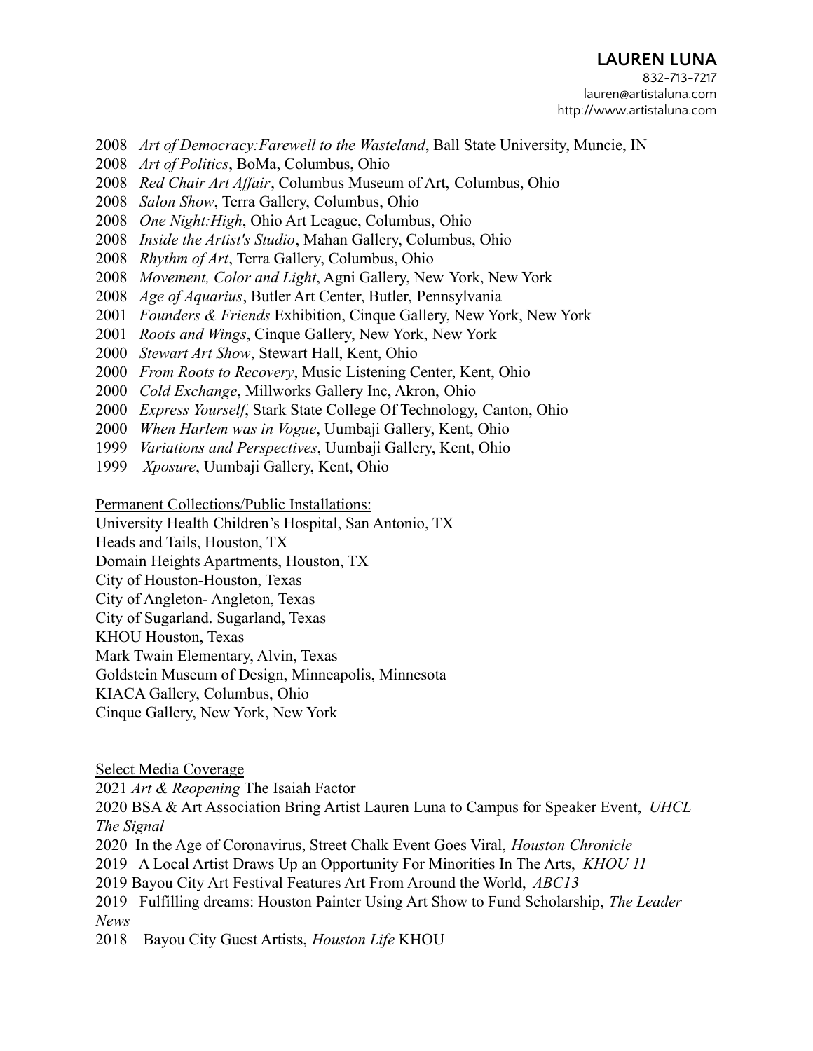**LAUREN LUNA**
832-713-7217
lauren@artistaluna.com
http://www.artistaluna.com

2008 *Art of Democracy:Farewell to the Wasteland*, Ball State University, Muncie, IN
2008 *Art of Politics*, BoMa, Columbus, Ohio
2008 *Red Chair Art Affair*, Columbus Museum of Art, Columbus, Ohio
2008 *Salon Show*, Terra Gallery, Columbus, Ohio
2008 *One Night:High*, Ohio Art League, Columbus, Ohio
2008 *Inside the Artist's Studio*, Mahan Gallery, Columbus, Ohio
2008 *Rhythm of Art*, Terra Gallery, Columbus, Ohio
2008 *Movement, Color and Light*, Agni Gallery, New York, New York
2008 *Age of Aquarius*, Butler Art Center, Butler, Pennsylvania
2001 *Founders & Friends* Exhibition, Cinque Gallery, New York, New York
2001 *Roots and Wings*, Cinque Gallery, New York, New York
2000 *Stewart Art Show*, Stewart Hall, Kent, Ohio
2000 *From Roots to Recovery*, Music Listening Center, Kent, Ohio
2000 *Cold Exchange*, Millworks Gallery Inc, Akron, Ohio
2000 *Express Yourself*, Stark State College Of Technology, Canton, Ohio
2000 *When Harlem was in Vogue*, Uumbaji Gallery, Kent, Ohio
1999 *Variations and Perspectives*, Uumbaji Gallery, Kent, Ohio
1999 *Xposure*, Uumbaji Gallery, Kent, Ohio

Permanent Collections/Public Installations:

University Health Children's Hospital, San Antonio, TX
Heads and Tails, Houston, TX
Domain Heights Apartments, Houston, TX
City of Houston-Houston, Texas
City of Angleton- Angleton, Texas
City of Sugarland. Sugarland, Texas
KHOU Houston, Texas
Mark Twain Elementary, Alvin, Texas
Goldstein Museum of Design, Minneapolis, Minnesota
KIACA Gallery, Columbus, Ohio
Cinque Gallery, New York, New York

Select Media Coverage

2021 *Art & Reopening* The Isaiah Factor
2020 BSA & Art Association Bring Artist Lauren Luna to Campus for Speaker Event, *UHCL The Signal*
2020 In the Age of Coronavirus, Street Chalk Event Goes Viral, *Houston Chronicle*
2019 A Local Artist Draws Up an Opportunity For Minorities In The Arts, *KHOU 11*
2019 Bayou City Art Festival Features Art From Around the World, *ABC13*
2019 Fulfilling dreams: Houston Painter Using Art Show to Fund Scholarship, *The Leader News*
2018 Bayou City Guest Artists, *Houston Life* KHOU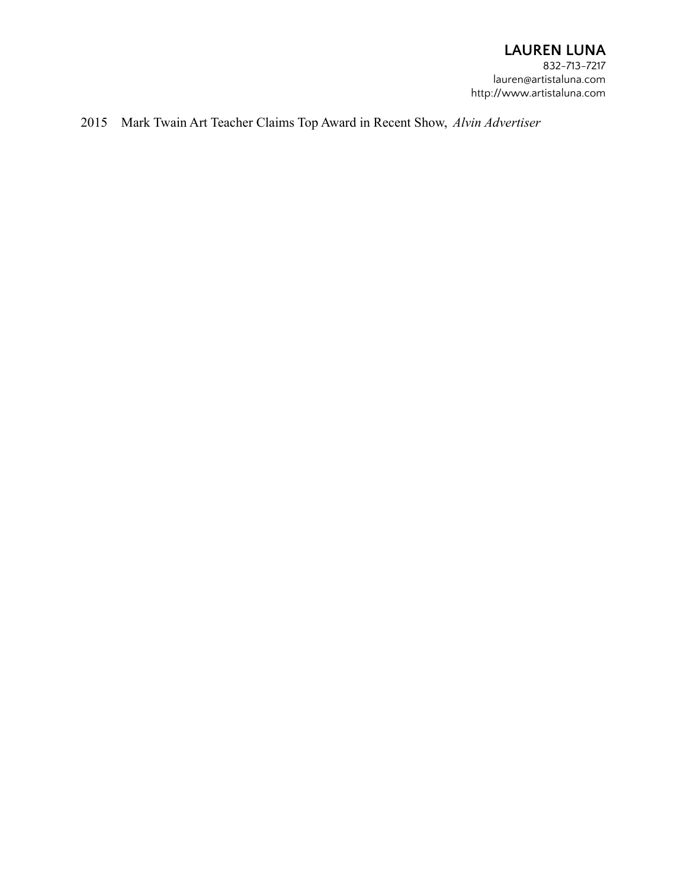2015 Mark Twain Art Teacher Claims Top Award in Recent Show, *Alvin Advertiser*